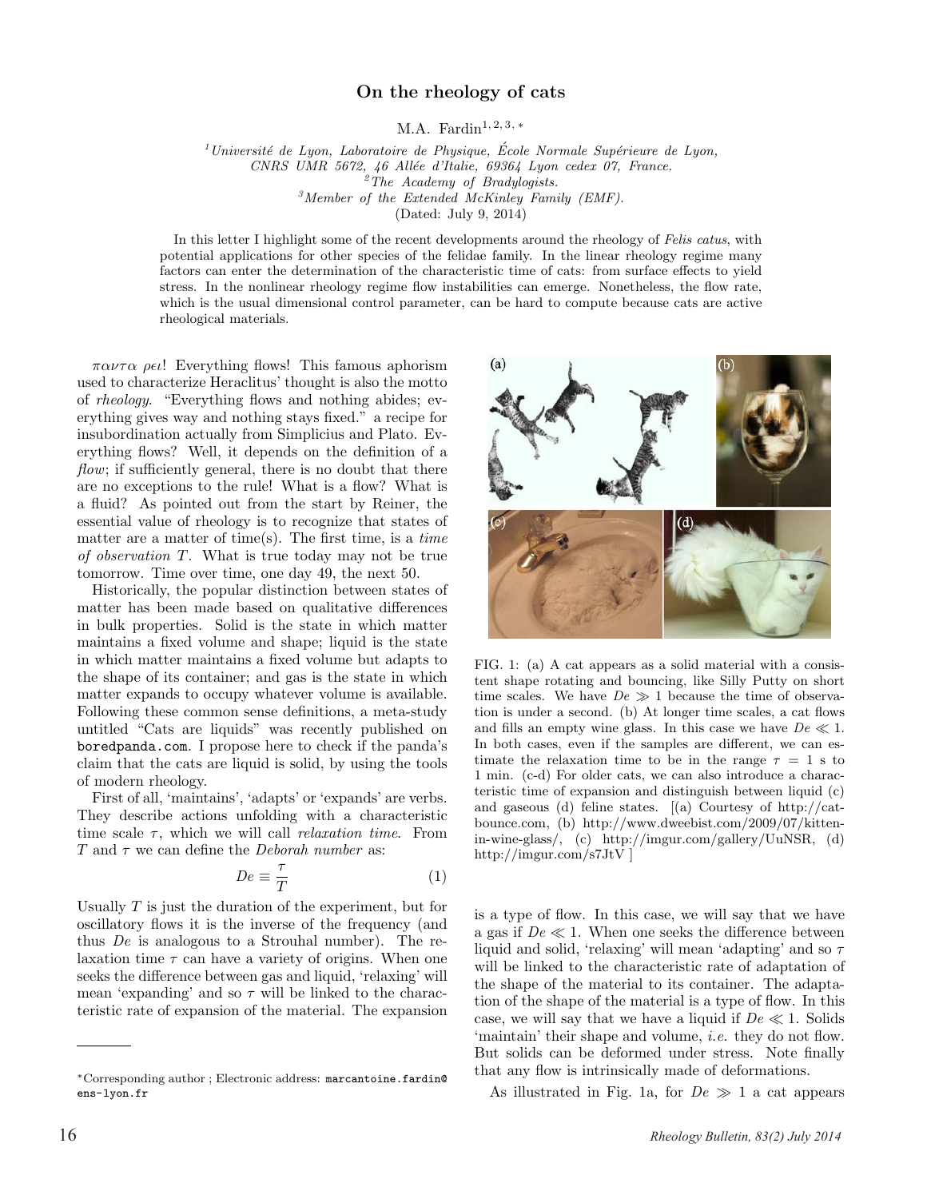# On the rheology of cats

M.A. Fardin[1,2,3,*]

[1] *Université de Lyon, Laboratoire de Physique, École Normale Supérieure de Lyon, CNRS UMR 5672, 46 Allée d'Italie, 69364 Lyon cedex 07, France.*
[2] *The Academy of Bradylogists.*
[3] *Member of the Extended McKinley Family (EMF).*
(Dated: July 9, 2014)

In this letter I highlight some of the recent developments around the rheology of *Felis catus*, with potential applications for other species of the felidae family. In the linear rheology regime many factors can enter the determination of the characteristic time of cats: from surface effects to yield stress. In the nonlinear rheology regime flow instabilities can emerge. Nonetheless, the flow rate, which is the usual dimensional control parameter, can be hard to compute because cats are active rheological materials.

*παντα ρει*! Everything flows! This famous aphorism used to characterize Heraclitus' thought is also the motto of *rheology*. "Everything flows and nothing abides; everything gives way and nothing stays fixed." a recipe for insubordination actually from Simplicius and Plato. Everything flows? Well, it depends on the definition of a *flow*; if sufficiently general, there is no doubt that there are no exceptions to the rule! What is a flow? What is a fluid? As pointed out from the start by Reiner, the essential value of rheology is to recognize that states of matter are a matter of time(s). The first time, is a *time of observation* $T$. What is true today may not be true tomorrow. Time over time, one day 49, the next 50.

Historically, the popular distinction between states of matter has been made based on qualitative differences in bulk properties. Solid is the state in which matter maintains a fixed volume and shape; liquid is the state in which matter maintains a fixed volume but adapts to the shape of its container; and gas is the state in which matter expands to occupy whatever volume is available. Following these common sense definitions, a meta-study untitled "Cats are liquids" was recently published on `boredpanda.com`. I propose here to check if the panda's claim that the cats are liquid is solid, by using the tools of modern rheology.

First of all, 'maintains', 'adapts' or 'expands' are verbs. They describe actions unfolding with a characteristic time scale $\tau$, which we will call *relaxation time*. From $T$ and $\tau$ we can define the *Deborah number* as:

$$De \equiv \frac{\tau}{T} \tag{1}$$

Usually $T$ is just the duration of the experiment, but for oscillatory flows it is the inverse of the frequency (and thus $De$ is analogous to a Strouhal number). The relaxation time $\tau$ can have a variety of origins. When one seeks the difference between gas and liquid, 'relaxing' will mean 'expanding' and so $\tau$ will be linked to the characteristic rate of expansion of the material. The expansion is a type of flow. In this case, we will say that we have a gas if $De \ll 1$. When one seeks the difference between liquid and solid, 'relaxing' will mean 'adapting' and so $\tau$ will be linked to the characteristic rate of adaptation of the shape of the material to its container. The adaptation of the shape of the material is a type of flow. In this case, we will say that we have a liquid if $De \ll 1$. Solids 'maintain' their shape and volume, *i.e.* they do not flow. But solids can be deformed under stress. Note finally that any flow is intrinsically made of deformations.

FIG. 1: (a) A cat appears as a solid material with a consistent shape rotating and bouncing, like Silly Putty on short time scales. We have $De \gg 1$ because the time of observation is under a second. (b) At longer time scales, a cat flows and fills an empty wine glass. In this case we have $De \ll 1$. In both cases, even if the samples are different, we can estimate the relaxation time to be in the range $\tau = 1$ s to 1 min. (c-d) For older cats, we can also introduce a characteristic time of expansion and distinguish between liquid (c) and gaseous (d) feline states. [(a) Courtesy of http://catbounce.com, (b) http://www.dweebist.com/2009/07/kitten-in-wine-glass/, (c) http://imgur.com/gallery/UuNSR, (d) http://imgur.com/s7JtV ]

As illustrated in Fig. 1a, for $De \gg 1$ a cat appears

---

*Corresponding author ; Electronic address: `marcantoine.fardin@ens-lyon.fr`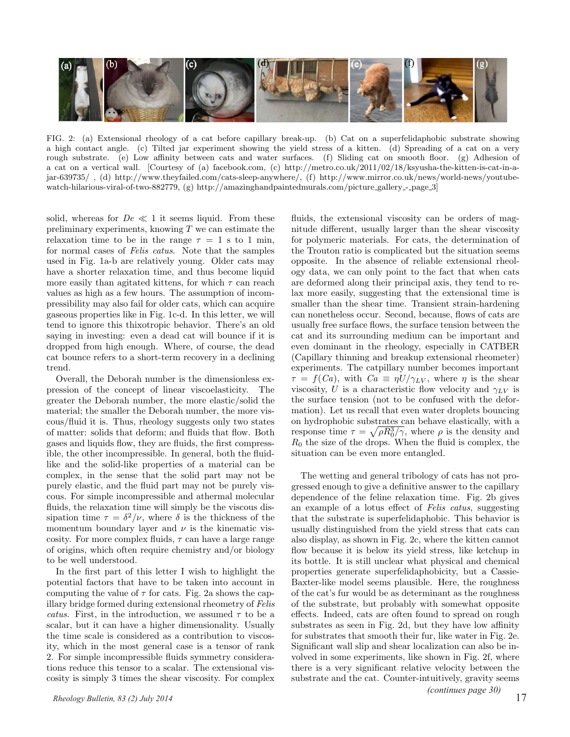FIG. 2: (a) Extensional rheology of a cat before capillary break-up. (b) Cat on a superfelidaphobic substrate showing a high contact angle. (c) Tilted jar experiment showing the yield stress of a kitten. (d) Spreading of a cat on a very rough substrate. (e) Low affinity between cats and water surfaces. (f) Sliding cat on smooth floor. (g) Adhesion of a cat on a vertical wall. [Courtesy of (a) facebook.com, (c) http://metro.co.uk/2011/02/18/ksyusha-the-kitten-is-cat-in-a-jar-639735/ , (d) http://www.theyfailed.com/cats-sleep-anywhere/, (f) http://www.mirror.co.uk/news/world-news/youtube-watch-hilarious-viral-of-two-882779, (g) http://amazinghandpaintedmurals.com/picture_gallery_-_page_3]

solid, whereas for $De \ll 1$ it seems liquid. From these preliminary experiments, knowing $T$ we can estimate the relaxation time to be in the range $\tau = 1$ s to 1 min, for normal cases of *Felis catus*. Note that the samples used in Fig. 1a-b are relatively young. Older cats may have a shorter relaxation time, and thus become liquid more easily than agitated kittens, for which $\tau$ can reach values as high as a few hours. The assumption of incompressibility may also fail for older cats, which can acquire gaseous properties like in Fig. 1c-d. In this letter, we will tend to ignore this thixotropic behavior. There's an old saying in investing: even a dead cat will bounce if it is dropped from high enough. Where, of course, the dead cat bounce refers to a short-term recovery in a declining trend.

Overall, the Deborah number is the dimensionless expression of the concept of linear viscoelasticity. The greater the Deborah number, the more elastic/solid the material; the smaller the Deborah number, the more viscous/fluid it is. Thus, rheology suggests only two states of matter: solids that deform; and fluids that flow. Both gases and liquids flow, they are fluids, the first compressible, the other incompressible. In general, both the fluid-like and the solid-like properties of a material can be complex, in the sense that the solid part may not be purely elastic, and the fluid part may not be purely viscous. For simple incompressible and athermal molecular fluids, the relaxation time will simply be the viscous dissipation time $\tau = \delta^2/\nu$, where $\delta$ is the thickness of the momentum boundary layer and $\nu$ is the kinematic viscosity. For more complex fluids, $\tau$ can have a large range of origins, which often require chemistry and/or biology to be well understood.

In the first part of this letter I wish to highlight the potential factors that have to be taken into account in computing the value of $\tau$ for cats. Fig. 2a shows the capillary bridge formed during extensional rheometry of *Felis catus*. First, in the introduction, we assumed $\tau$ to be a scalar, but it can have a higher dimensionality. Usually the time scale is considered as a contribution to viscosity, which in the most general case is a tensor of rank 2. For simple incompressible fluids symmetry considerations reduce this tensor to a scalar. The extensional viscosity is simply 3 times the shear viscosity. For complex fluids, the extensional viscosity can be orders of magnitude different, usually larger than the shear viscosity for polymeric materials. For cats, the determination of the Trouton ratio is complicated but the situation seems opposite. In the absence of reliable extensional rheology data, we can only point to the fact that when cats are deformed along their principal axis, they tend to relax more easily, suggesting that the extensional time is smaller than the shear time. Transient strain-hardening can nonetheless occur. Second, because, flows of cats are usually free surface flows, the surface tension between the cat and its surrounding medium can be important and even dominant in the rheology, especially in CATBER (Capillary thinning and breakup extensional rheometer) experiments. The catpillary number becomes important $\tau = f(Ca)$, with $Ca \equiv \eta U/\gamma_{LV}$, where $\eta$ is the shear viscosity, $U$ is a characteristic flow velocity and $\gamma_{LV}$ is the surface tension (not to be confused with the deformation). Let us recall that even water droplets bouncing on hydrophobic substrates can behave elastically, with a response time $\tau = \sqrt{\rho R_0^3/\gamma}$, where $\rho$ is the density and $R_0$ the size of the drops. When the fluid is complex, the situation can be even more entangled.

The wetting and general tribology of cats has not progressed enough to give a definitive answer to the capillary dependence of the feline relaxation time. Fig. 2b gives an example of a lotus effect of *Felis catus*, suggesting that the substrate is superfelidaphobic. This behavior is usually distinguished from the yield stress that cats can also display, as shown in Fig. 2c, where the kitten cannot flow because it is below its yield stress, like ketchup in its bottle. It is still unclear what physical and chemical properties generate superfelidaphobicity, but a Cassie-Baxter-like model seems plausible. Here, the roughness of the cat's fur would be as determinant as the roughness of the substrate, but probably with somewhat opposite effects. Indeed, cats are often found to spread on rough substrates as seen in Fig. 2d, but they have low affinity for substrates that smooth their fur, like water in Fig. 2e. Significant wall slip and shear localization can also be involved in some experiments, like shown in Fig. 2f, where there is a very significant relative velocity between the substrate and the cat. Counter-intuitively, gravity seems

*(continues page 30)*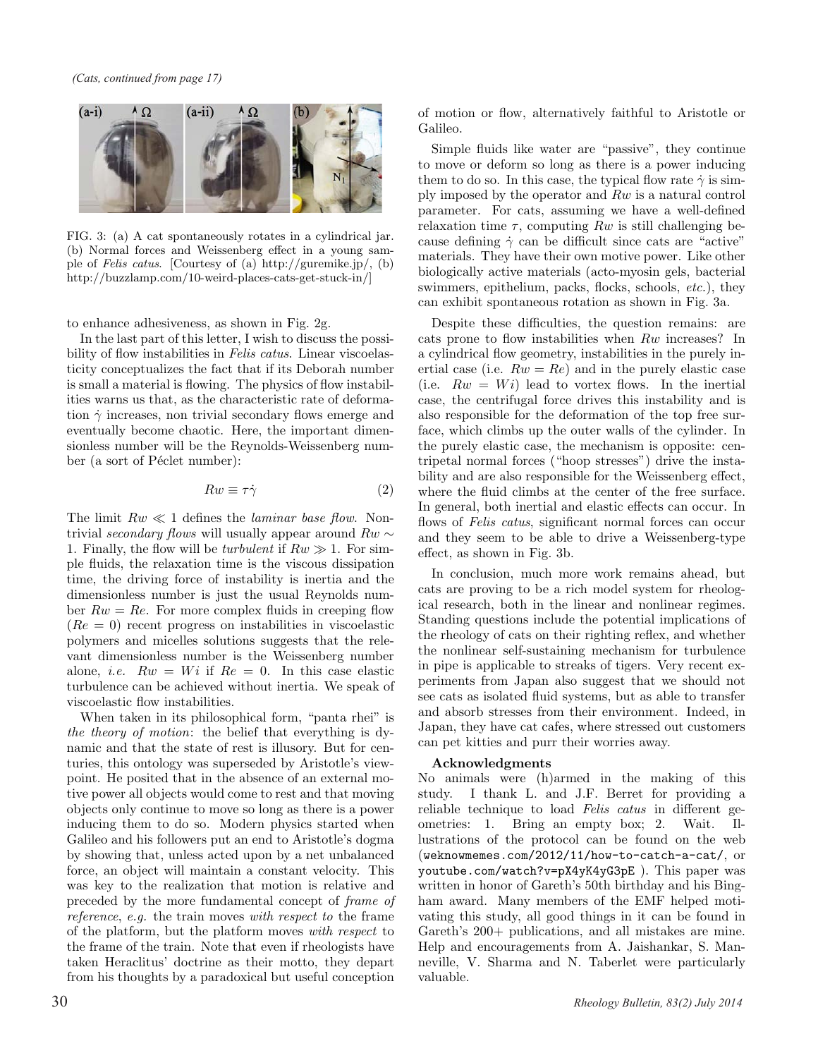*(Cats, continued from page 17)*

(a-i) Ω (a-ii) Ω (b)

$N_1$

FIG. 3: (a) A cat spontaneously rotates in a cylindrical jar. (b) Normal forces and Weissenberg effect in a young sample of *Felis catus*. [Courtesy of (a) http://guremike.jp/, (b) http://buzzlamp.com/10-weird-places-cats-get-stuck-in/]

to enhance adhesiveness, as shown in Fig. 2g.

In the last part of this letter, I wish to discuss the possibility of flow instabilities in *Felis catus*. Linear viscoelasticity conceptualizes the fact that if its Deborah number is small a material is flowing. The physics of flow instabilities warns us that, as the characteristic rate of deformation $\dot{\gamma}$ increases, non trivial secondary flows emerge and eventually become chaotic. Here, the important dimensionless number will be the Reynolds-Weissenberg number (a sort of Péclet number):

$$Rw \equiv \tau\dot{\gamma} \qquad (2)$$

The limit $Rw \ll 1$ defines the *laminar base flow*. Nontrivial *secondary flows* will usually appear around $Rw \sim 1$. Finally, the flow will be *turbulent* if $Rw \gg 1$. For simple fluids, the relaxation time is the viscous dissipation time, the driving force of instability is inertia and the dimensionless number is just the usual Reynolds number $Rw = Re$. For more complex fluids in creeping flow ($Re = 0$) recent progress on instabilities in viscoelastic polymers and micelles solutions suggests that the relevant dimensionless number is the Weissenberg number alone, *i.e.* $Rw = Wi$ if $Re = 0$. In this case elastic turbulence can be achieved without inertia. We speak of viscoelastic flow instabilities.

When taken in its philosophical form, "panta rhei" is *the theory of motion*: the belief that everything is dynamic and that the state of rest is illusory. But for centuries, this ontology was superseded by Aristotle's viewpoint. He posited that in the absence of an external motive power all objects would come to rest and that moving objects only continue to move so long as there is a power inducing them to do so. Modern physics started when Galileo and his followers put an end to Aristotle's dogma by showing that, unless acted upon by a net unbalanced force, an object will maintain a constant velocity. This was key to the realization that motion is relative and preceded by the more fundamental concept of *frame of reference*, *e.g.* the train moves *with respect to* the frame of the platform, but the platform moves *with respect* to the frame of the train. Note that even if rheologists have taken Heraclitus' doctrine as their motto, they depart from his thoughts by a paradoxical but useful conception of motion or flow, alternatively faithful to Aristotle or Galileo.

Simple fluids like water are "passive", they continue to move or deform so long as there is a power inducing them to do so. In this case, the typical flow rate $\dot{\gamma}$ is simply imposed by the operator and $Rw$ is a natural control parameter. For cats, assuming we have a well-defined relaxation time $\tau$, computing $Rw$ is still challenging because defining $\dot{\gamma}$ can be difficult since cats are "active" materials. They have their own motive power. Like other biologically active materials (acto-myosin gels, bacterial swimmers, epithelium, packs, flocks, schools, *etc.*), they can exhibit spontaneous rotation as shown in Fig. 3a.

Despite these difficulties, the question remains: are cats prone to flow instabilities when $Rw$ increases? In a cylindrical flow geometry, instabilities in the purely inertial case (i.e. $Rw = Re$) and in the purely elastic case (i.e. $Rw = Wi$) lead to vortex flows. In the inertial case, the centrifugal force drives this instability and is also responsible for the deformation of the top free surface, which climbs up the outer walls of the cylinder. In the purely elastic case, the mechanism is opposite: centripetal normal forces ("hoop stresses") drive the instability and are also responsible for the Weissenberg effect, where the fluid climbs at the center of the free surface. In general, both inertial and elastic effects can occur. In flows of *Felis catus*, significant normal forces can occur and they seem to be able to drive a Weissenberg-type effect, as shown in Fig. 3b.

In conclusion, much more work remains ahead, but cats are proving to be a rich model system for rheological research, both in the linear and nonlinear regimes. Standing questions include the potential implications of the rheology of cats on their righting reflex, and whether the nonlinear self-sustaining mechanism for turbulence in pipe is applicable to streaks of tigers. Very recent experiments from Japan also suggest that we should not see cats as isolated fluid systems, but as able to transfer and absorb stresses from their environment. Indeed, in Japan, they have cat cafes, where stressed out customers can pet kitties and purr their worries away.

**Acknowledgments**

No animals were (h)armed in the making of this study. I thank L. and J.F. Berret for providing a reliable technique to load *Felis catus* in different geometries: 1. Bring an empty box; 2. Wait. Illustrations of the protocol can be found on the web (`weknowmemes.com/2012/11/how-to-catch-a-cat/`, or `youtube.com/watch?v=pX4yK4yG3pE` ). This paper was written in honor of Gareth's 50th birthday and his Bingham award. Many members of the EMF helped motivating this study, all good things in it can be found in Gareth's 200+ publications, and all mistakes are mine. Help and encouragements from A. Jaishankar, S. Manneville, V. Sharma and N. Taberlet were particularly valuable.